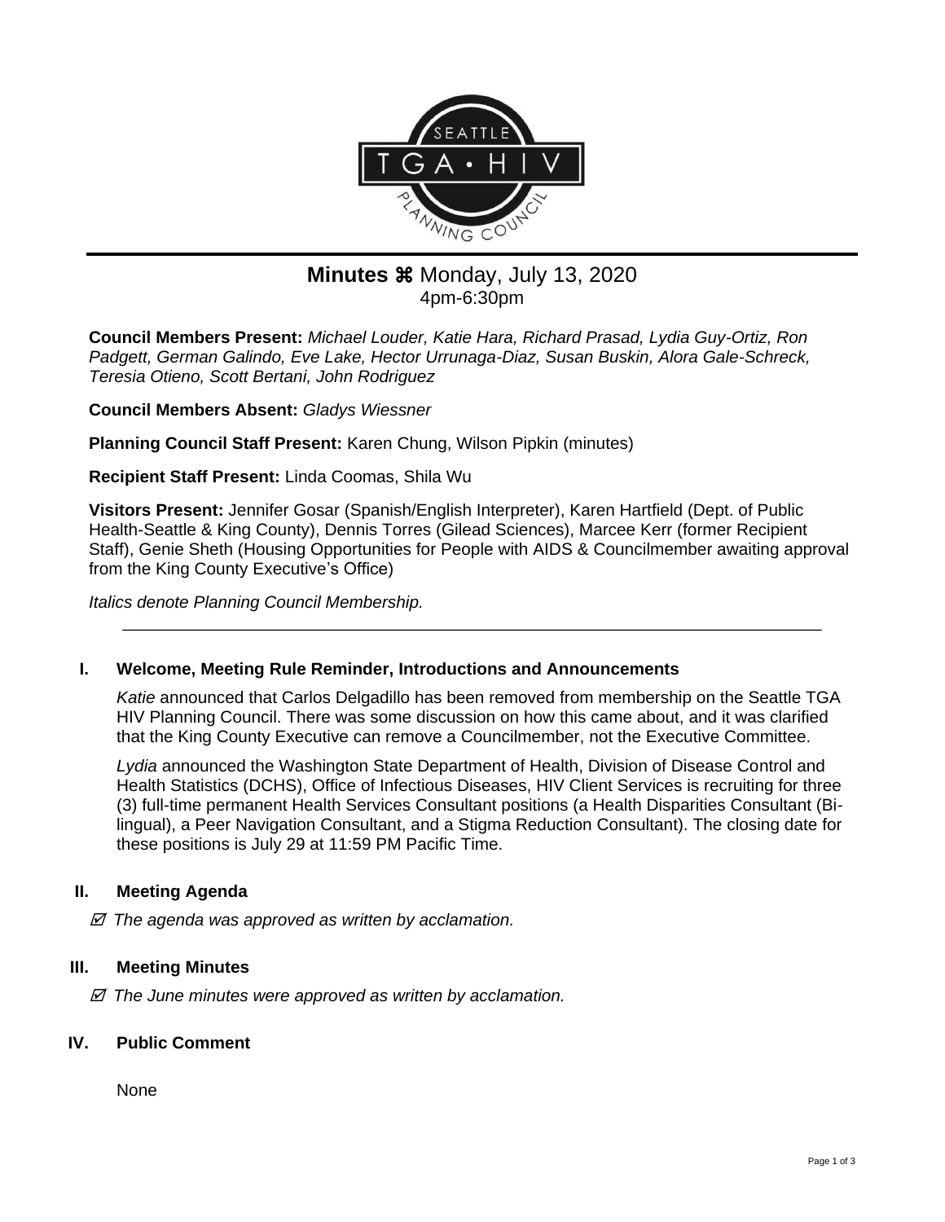# Minutes ⌘ Monday, July 13, 2020

4pm-6:30pm

**Council Members Present:** *Michael Louder, Katie Hara, Richard Prasad, Lydia Guy-Ortiz, Ron Padgett, German Galindo, Eve Lake, Hector Urrunaga-Diaz, Susan Buskin, Alora Gale-Schreck, Teresia Otieno, Scott Bertani, John Rodriguez*

**Council Members Absent:** *Gladys Wiessner*

**Planning Council Staff Present:** Karen Chung, Wilson Pipkin (minutes)

**Recipient Staff Present:** Linda Coomas, Shila Wu

**Visitors Present:** Jennifer Gosar (Spanish/English Interpreter), Karen Hartfield (Dept. of Public Health-Seattle & King County), Dennis Torres (Gilead Sciences), Marcee Kerr (former Recipient Staff), Genie Sheth (Housing Opportunities for People with AIDS & Councilmember awaiting approval from the King County Executive's Office)

*Italics denote Planning Council Membership.*

---

## I. Welcome, Meeting Rule Reminder, Introductions and Announcements

*Katie* announced that Carlos Delgadillo has been removed from membership on the Seattle TGA HIV Planning Council. There was some discussion on how this came about, and it was clarified that the King County Executive can remove a Councilmember, not the Executive Committee.

*Lydia* announced the Washington State Department of Health, Division of Disease Control and Health Statistics (DCHS), Office of Infectious Diseases, HIV Client Services is recruiting for three (3) full-time permanent Health Services Consultant positions (a Health Disparities Consultant (Bi-lingual), a Peer Navigation Consultant, and a Stigma Reduction Consultant). The closing date for these positions is July 29 at 11:59 PM Pacific Time.

## II. Meeting Agenda

☑ *The agenda was approved as written by acclamation.*

## III. Meeting Minutes

☑ *The June minutes were approved as written by acclamation.*

## IV. Public Comment

None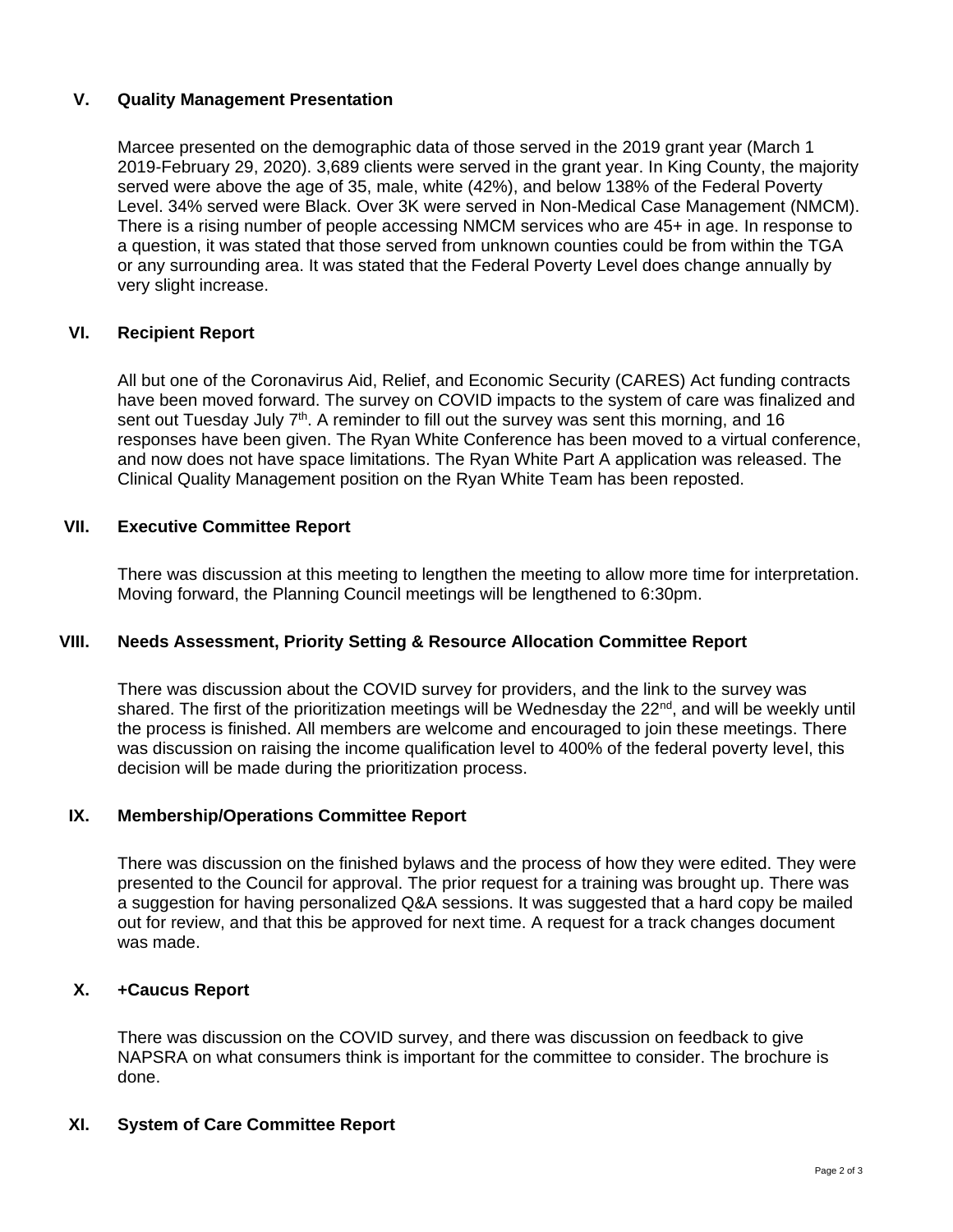## V. Quality Management Presentation

Marcee presented on the demographic data of those served in the 2019 grant year (March 1 2019-February 29, 2020). 3,689 clients were served in the grant year. In King County, the majority served were above the age of 35, male, white (42%), and below 138% of the Federal Poverty Level. 34% served were Black. Over 3K were served in Non-Medical Case Management (NMCM). There is a rising number of people accessing NMCM services who are 45+ in age. In response to a question, it was stated that those served from unknown counties could be from within the TGA or any surrounding area. It was stated that the Federal Poverty Level does change annually by very slight increase.

## VI. Recipient Report

All but one of the Coronavirus Aid, Relief, and Economic Security (CARES) Act funding contracts have been moved forward. The survey on COVID impacts to the system of care was finalized and sent out Tuesday July 7th. A reminder to fill out the survey was sent this morning, and 16 responses have been given. The Ryan White Conference has been moved to a virtual conference, and now does not have space limitations. The Ryan White Part A application was released. The Clinical Quality Management position on the Ryan White Team has been reposted.

## VII. Executive Committee Report

There was discussion at this meeting to lengthen the meeting to allow more time for interpretation. Moving forward, the Planning Council meetings will be lengthened to 6:30pm.

## VIII. Needs Assessment, Priority Setting & Resource Allocation Committee Report

There was discussion about the COVID survey for providers, and the link to the survey was shared. The first of the prioritization meetings will be Wednesday the 22nd, and will be weekly until the process is finished. All members are welcome and encouraged to join these meetings. There was discussion on raising the income qualification level to 400% of the federal poverty level, this decision will be made during the prioritization process.

## IX. Membership/Operations Committee Report

There was discussion on the finished bylaws and the process of how they were edited. They were presented to the Council for approval. The prior request for a training was brought up. There was a suggestion for having personalized Q&A sessions. It was suggested that a hard copy be mailed out for review, and that this be approved for next time. A request for a track changes document was made.

## X. +Caucus Report

There was discussion on the COVID survey, and there was discussion on feedback to give NAPSRA on what consumers think is important for the committee to consider. The brochure is done.

## XI. System of Care Committee Report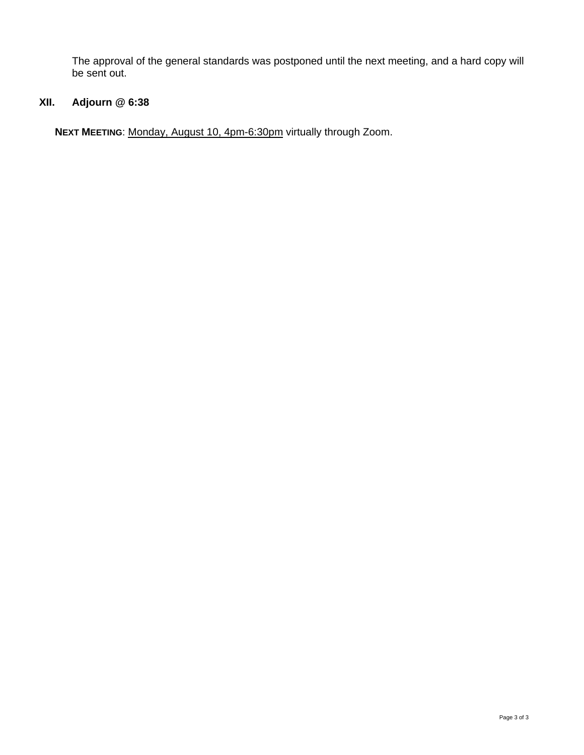The approval of the general standards was postponed until the next meeting, and a hard copy will be sent out.

## XII. Adjourn @ 6:38

**NEXT MEETING**: Monday, August 10, 4pm-6:30pm virtually through Zoom.